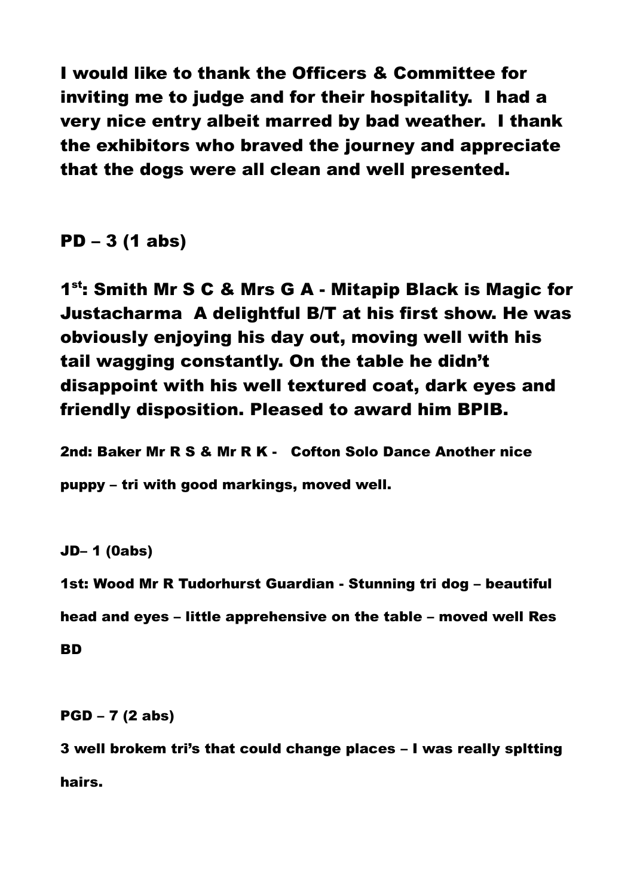**I would like to thank the Officers & Committee for inviting me to judge and for their hospitality. I had a very nice entry albeit marred by bad weather. I thank the exhibitors who braved the journey and appreciate that the dogs were all clean and well presented.**

**PD – 3 (1 abs)**

**1st: Smith Mr S C & Mrs G A - Mitapip Black is Magic for Justacharma A delightful B/T at his first show. He was obviously enjoying his day out, moving well with his tail wagging constantly. On the table he didn't disappoint with his well textured coat, dark eyes and friendly disposition. Pleased to award him BPIB.**

**2nd: Baker Mr R S & Mr R K - Cofton Solo Dance Another nice puppy – tri with good markings, moved well.**

**JD– 1 (0abs)**

**1st: Wood Mr R Tudorhurst Guardian - Stunning tri dog – beautiful head and eyes – little apprehensive on the table – moved well Res BD**

**PGD – 7 (2 abs)**

**3 well brokem tri's that could change places – I was really spltting hairs.**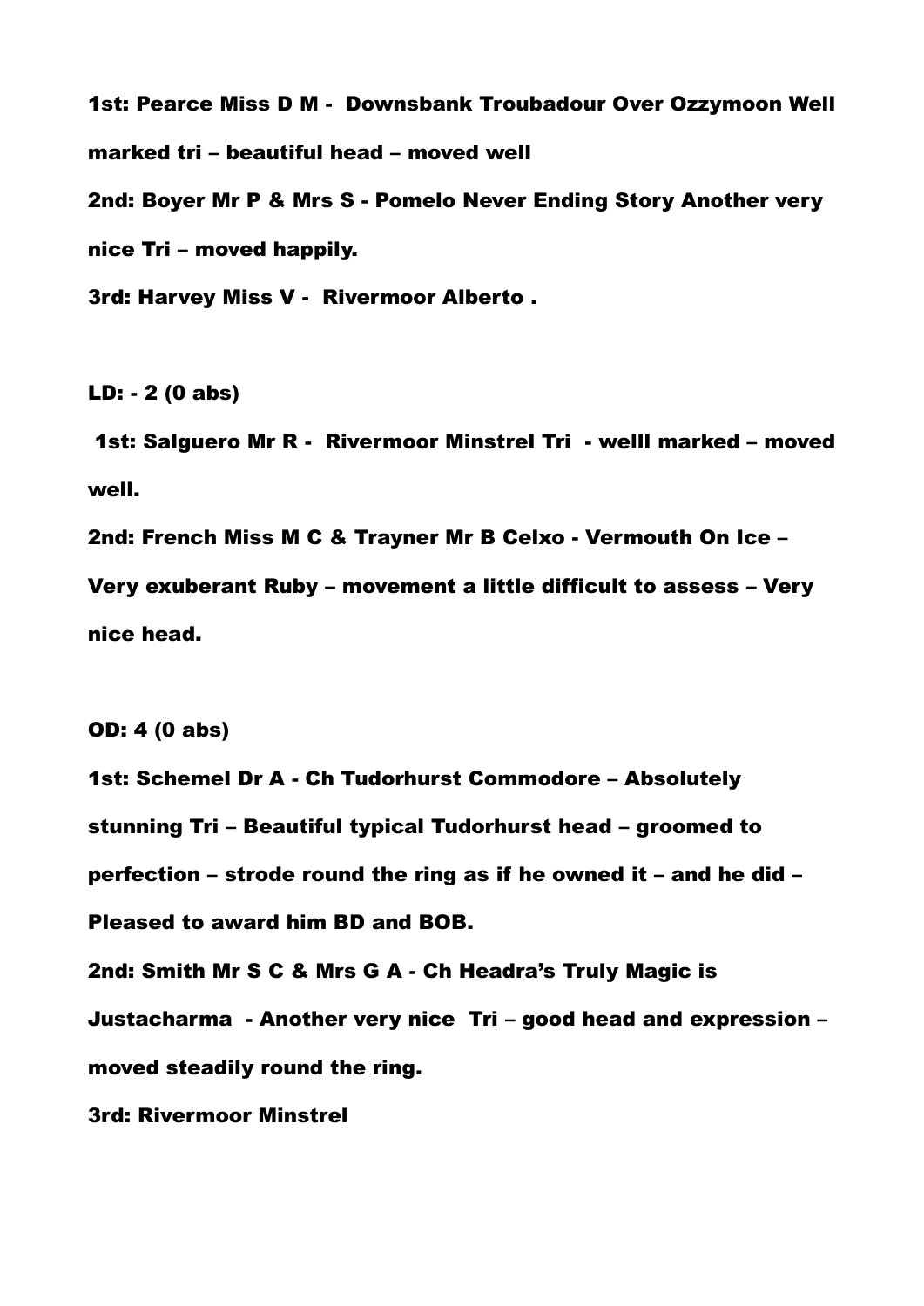**1st: Pearce Miss D M - Downsbank Troubadour Over Ozzymoon Well marked tri – beautiful head – moved well**

**2nd: Boyer Mr P & Mrs S - Pomelo Never Ending Story Another very nice Tri – moved happily.**

**3rd: Harvey Miss V - Rivermoor Alberto .**

**LD: - 2 (0 abs)**

**1st: Salguero Mr R - Rivermoor Minstrel Tri - welll marked – moved well.**

**2nd: French Miss M C & Trayner Mr B Celxo - Vermouth On Ice – Very exuberant Ruby – movement a little difficult to assess – Very nice head.**

**OD: 4 (0 abs)**

**1st: Schemel Dr A - Ch Tudorhurst Commodore – Absolutely stunning Tri – Beautiful typical Tudorhurst head – groomed to perfection – strode round the ring as if he owned it – and he did – Pleased to award him BD and BOB.**

**2nd: Smith Mr S C & Mrs G A - Ch Headra's Truly Magic is Justacharma - Another very nice Tri – good head and expression – moved steadily round the ring.**

**3rd: Rivermoor Minstrel**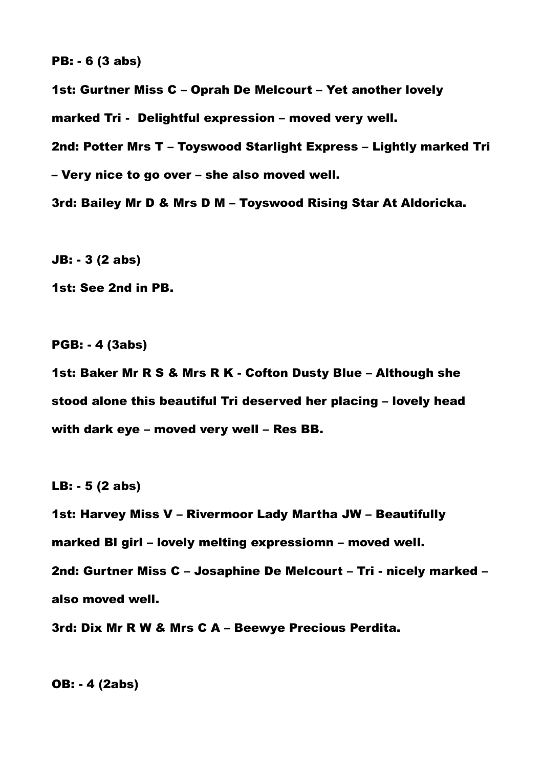**PB: - 6 (3 abs)**

**1st: Gurtner Miss C – Oprah De Melcourt – Yet another lovely marked Tri - Delightful expression – moved very well.**

**2nd: Potter Mrs T – Toyswood Starlight Express – Lightly marked Tri – Very nice to go over – she also moved well.**

**3rd: Bailey Mr D & Mrs D M – Toyswood Rising Star At Aldoricka.**

**JB: - 3 (2 abs)**

**1st: See 2nd in PB.**

**PGB: - 4 (3abs)**

**1st: Baker Mr R S & Mrs R K - Cofton Dusty Blue – Although she stood alone this beautiful Tri deserved her placing – lovely head with dark eye – moved very well – Res BB.**

**LB: - 5 (2 abs)**

**1st: Harvey Miss V – Rivermoor Lady Martha JW – Beautifully marked Bl girl – lovely melting expressiomn – moved well.**

**2nd: Gurtner Miss C – Josaphine De Melcourt – Tri - nicely marked – also moved well.**

**3rd: Dix Mr R W & Mrs C A – Beewye Precious Perdita.**

**OB: - 4 (2abs)**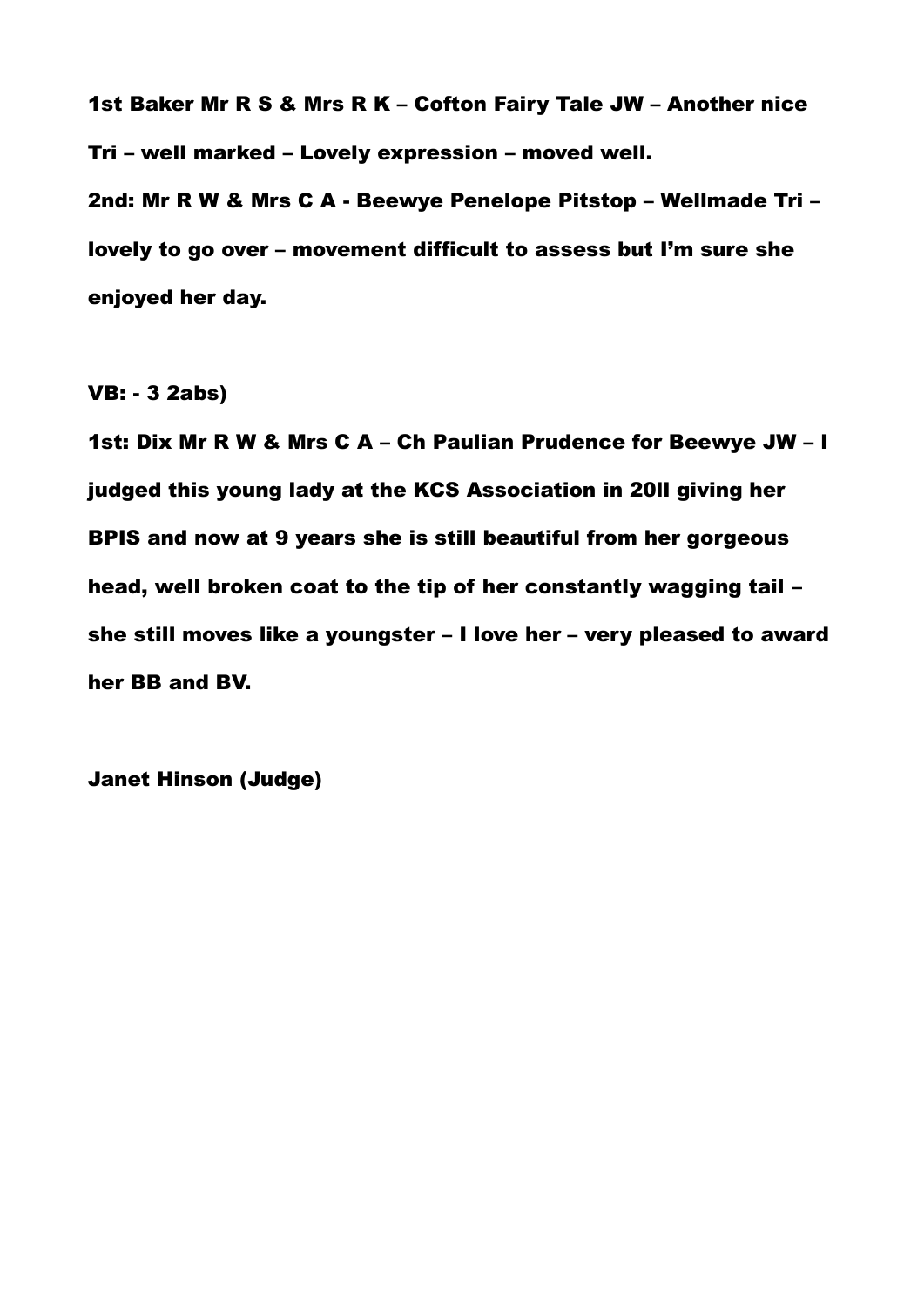**1st Baker Mr R S & Mrs R K – Cofton Fairy Tale JW – Another nice Tri – well marked – Lovely expression – moved well.**

**2nd: Mr R W & Mrs C A - Beewye Penelope Pitstop – Wellmade Tri – lovely to go over – movement difficult to assess but I'm sure she enjoyed her day.**

**VB: - 3 2abs)**

**1st: Dix Mr R W & Mrs C A – Ch Paulian Prudence for Beewye JW – I judged this young lady at the KCS Association in 20ll giving her BPIS and now at 9 years she is still beautiful from her gorgeous head, well broken coat to the tip of her constantly wagging tail – she still moves like a youngster – I love her – very pleased to award her BB and BV.**

**Janet Hinson (Judge)**